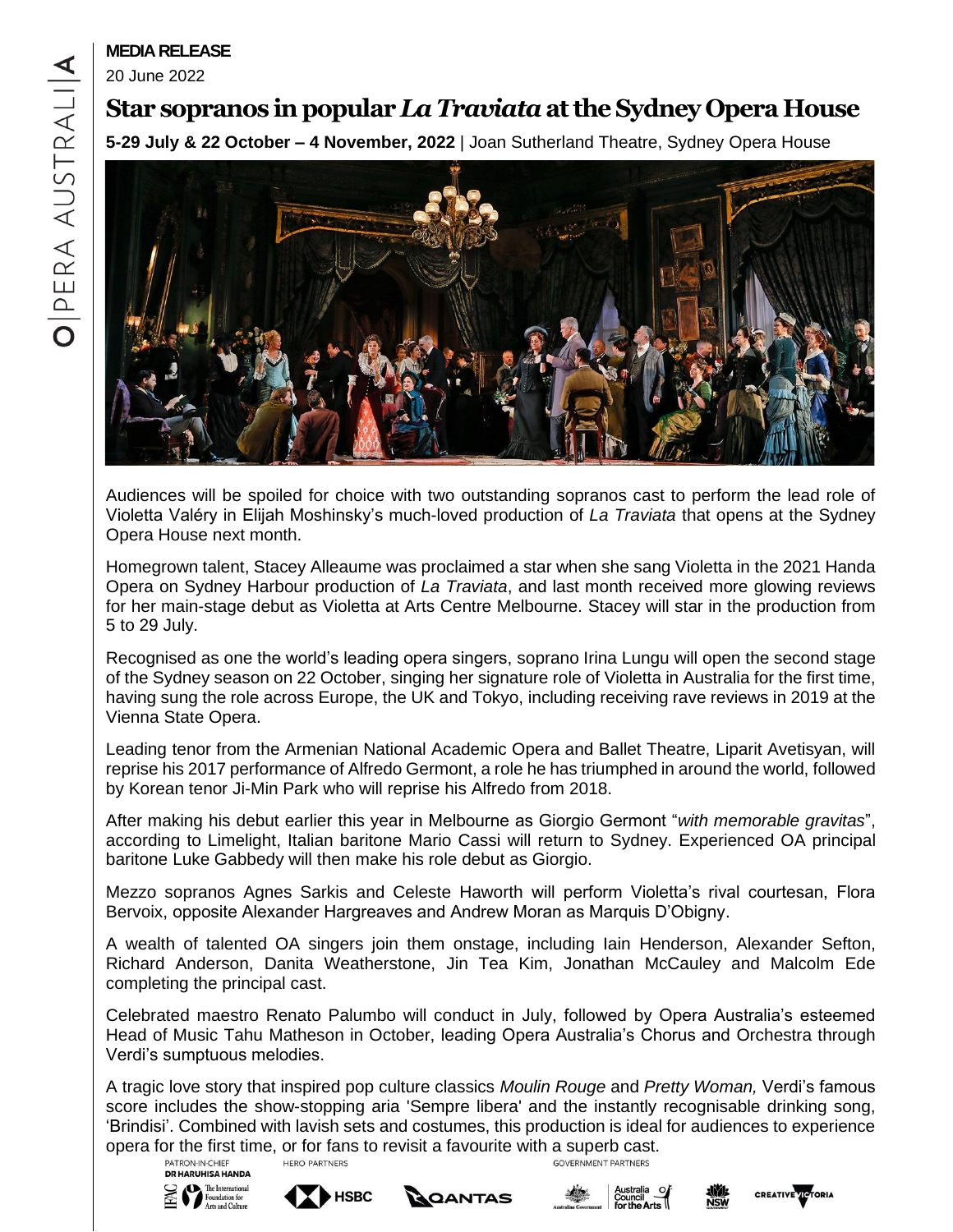**MEDIA RELEASE**

20 June 2022

# Star sopranos in popular *La Traviata* at the Sydney Opera House

**5-29 July & 22 October – 4 November, 2022** | Joan Sutherland Theatre, Sydney Opera House

Audiences will be spoiled for choice with two outstanding sopranos cast to perform the lead role of Violetta Valéry in Elijah Moshinsky's much-loved production of *La Traviata* that opens at the Sydney Opera House next month.

Homegrown talent, Stacey Alleaume was proclaimed a star when she sang Violetta in the 2021 Handa Opera on Sydney Harbour production of *La Traviata*, and last month received more glowing reviews for her main-stage debut as Violetta at Arts Centre Melbourne. Stacey will star in the production from 5 to 29 July.

Recognised as one the world's leading opera singers, soprano Irina Lungu will open the second stage of the Sydney season on 22 October, singing her signature role of Violetta in Australia for the first time, having sung the role across Europe, the UK and Tokyo, including receiving rave reviews in 2019 at the Vienna State Opera.

Leading tenor from the Armenian National Academic Opera and Ballet Theatre, Liparit Avetisyan, will reprise his 2017 performance of Alfredo Germont, a role he has triumphed in around the world, followed by Korean tenor Ji-Min Park who will reprise his Alfredo from 2018.

After making his debut earlier this year in Melbourne as Giorgio Germont "*with memorable gravitas*", according to Limelight, Italian baritone Mario Cassi will return to Sydney. Experienced OA principal baritone Luke Gabbedy will then make his role debut as Giorgio.

Mezzo sopranos Agnes Sarkis and Celeste Haworth will perform Violetta's rival courtesan, Flora Bervoix, opposite Alexander Hargreaves and Andrew Moran as Marquis D'Obigny.

A wealth of talented OA singers join them onstage, including Iain Henderson, Alexander Sefton, Richard Anderson, Danita Weatherstone, Jin Tea Kim, Jonathan McCauley and Malcolm Ede completing the principal cast.

Celebrated maestro Renato Palumbo will conduct in July, followed by Opera Australia's esteemed Head of Music Tahu Matheson in October, leading Opera Australia's Chorus and Orchestra through Verdi's sumptuous melodies.

A tragic love story that inspired pop culture classics *Moulin Rouge* and *Pretty Woman,* Verdi's famous score includes the show-stopping aria 'Sempre libera' and the instantly recognisable drinking song, 'Brindisi'. Combined with lavish sets and costumes, this production is ideal for audiences to experience opera for the first time, or for fans to revisit a favourite with a superb cast.

PATRON-IN-CHIEF **DR HARUHISA HANDA** | HERO PARTNERS | GOVERNMENT PARTNERS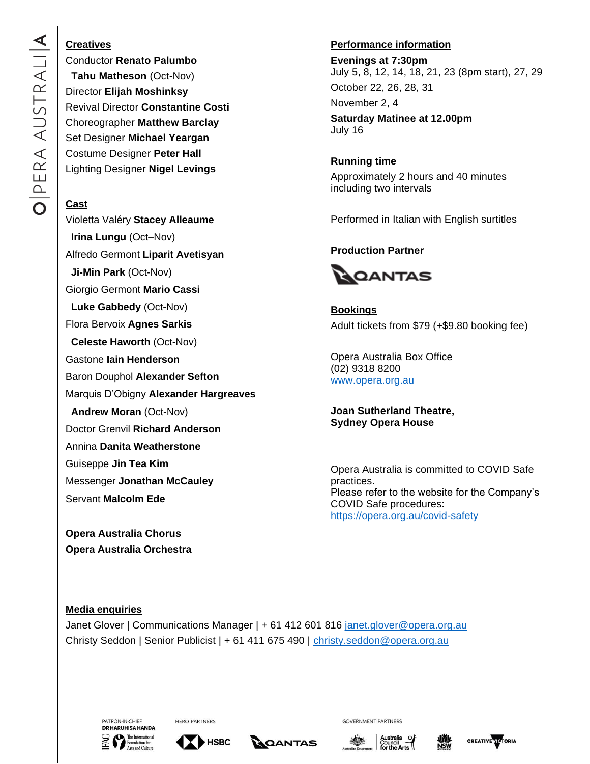**Creatives**

Conductor **Renato Palumbo**
**Tahu Matheson** (Oct-Nov)
Director **Elijah Moshinksy**
Revival Director **Constantine Costi**
Choreographer **Matthew Barclay**
Set Designer **Michael Yeargan**
Costume Designer **Peter Hall**
Lighting Designer **Nigel Levings**

**Cast**

Violetta Valéry **Stacey Alleaume**
**Irina Lungu** (Oct–Nov)
Alfredo Germont **Liparit Avetisyan**
**Ji-Min Park** (Oct-Nov)
Giorgio Germont **Mario Cassi**
**Luke Gabbedy** (Oct-Nov)
Flora Bervoix **Agnes Sarkis**
**Celeste Haworth** (Oct-Nov)
Gastone **Iain Henderson**
Baron Douphol **Alexander Sefton**
Marquis D'Obigny **Alexander Hargreaves**
**Andrew Moran** (Oct-Nov)
Doctor Grenvil **Richard Anderson**
Annina **Danita Weatherstone**
Guiseppe **Jin Tea Kim**
Messenger **Jonathan McCauley**
Servant **Malcolm Ede**

**Opera Australia Chorus**
**Opera Australia Orchestra**

**Performance information**

**Evenings at 7:30pm**
July 5, 8, 12, 14, 18, 21, 23 (8pm start), 27, 29
October 22, 26, 28, 31
November 2, 4
**Saturday Matinee at 12.00pm**
July 16

**Running time**
Approximately 2 hours and 40 minutes including two intervals

Performed in Italian with English surtitles

**Production Partner**

QANTAS

**Bookings**

Adult tickets from $79 (+$9.80 booking fee)

Opera Australia Box Office
(02) 9318 8200
www.opera.org.au

**Joan Sutherland Theatre,**
**Sydney Opera House**

Opera Australia is committed to COVID Safe practices.
Please refer to the website for the Company's COVID Safe procedures:
https://opera.org.au/covid-safety

**Media enquiries**

Janet Glover | Communications Manager | + 61 412 601 816 | janet.glover@opera.org.au
Christy Seddon | Senior Publicist | + 61 411 675 490 | christy.seddon@opera.org.au

PATRON-IN-CHIEF DR HARUHISA HANDA — The International Foundation for Arts and Culture
HERO PARTNERS — HSBC, QANTAS
GOVERNMENT PARTNERS — Australian Government, Australia Council for the Arts, NSW, Creative Victoria